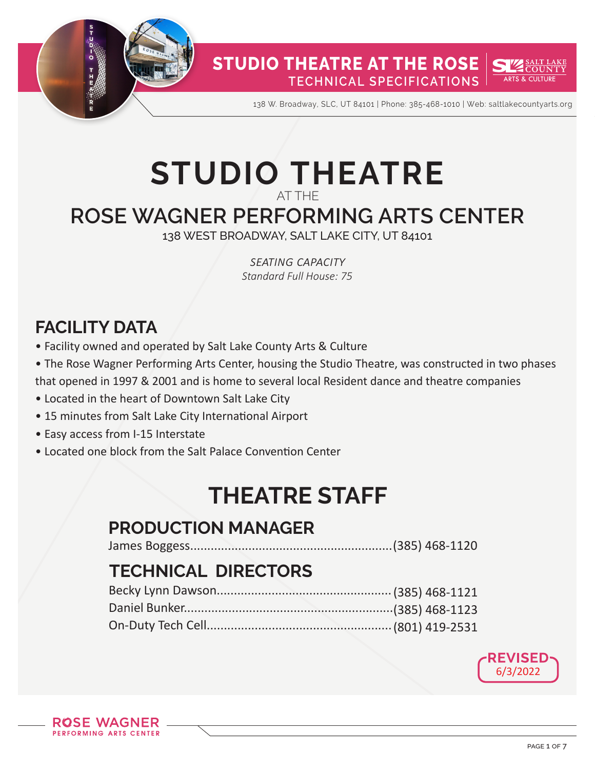# STUDIO THEATRE

AT THE

# ROSE WAGNER PERFORMING ARTS CENTER

138 WEST BROADWAY, SALT LAKE CITY, UT 84101

*SEATING CAPACITY*
*Standard Full House: 75*

## FACILITY DATA

- Facility owned and operated by Salt Lake County Arts & Culture
- The Rose Wagner Performing Arts Center, housing the Studio Theatre, was constructed in two phases that opened in 1997 & 2001 and is home to several local Resident dance and theatre companies
- Located in the heart of Downtown Salt Lake City
- 15 minutes from Salt Lake City International Airport
- Easy access from I-15 Interstate
- Located one block from the Salt Palace Convention Center

## THEATRE STAFF

### PRODUCTION MANAGER

James Boggess.......................................................(385) 468-1120

### TECHNICAL DIRECTORS

Becky Lynn Dawson.................................................(385) 468-1121
Daniel Bunker...........................................................(385) 468-1123
On-Duty Tech Cell...................................................(801) 419-2531

REVISED 6/3/2022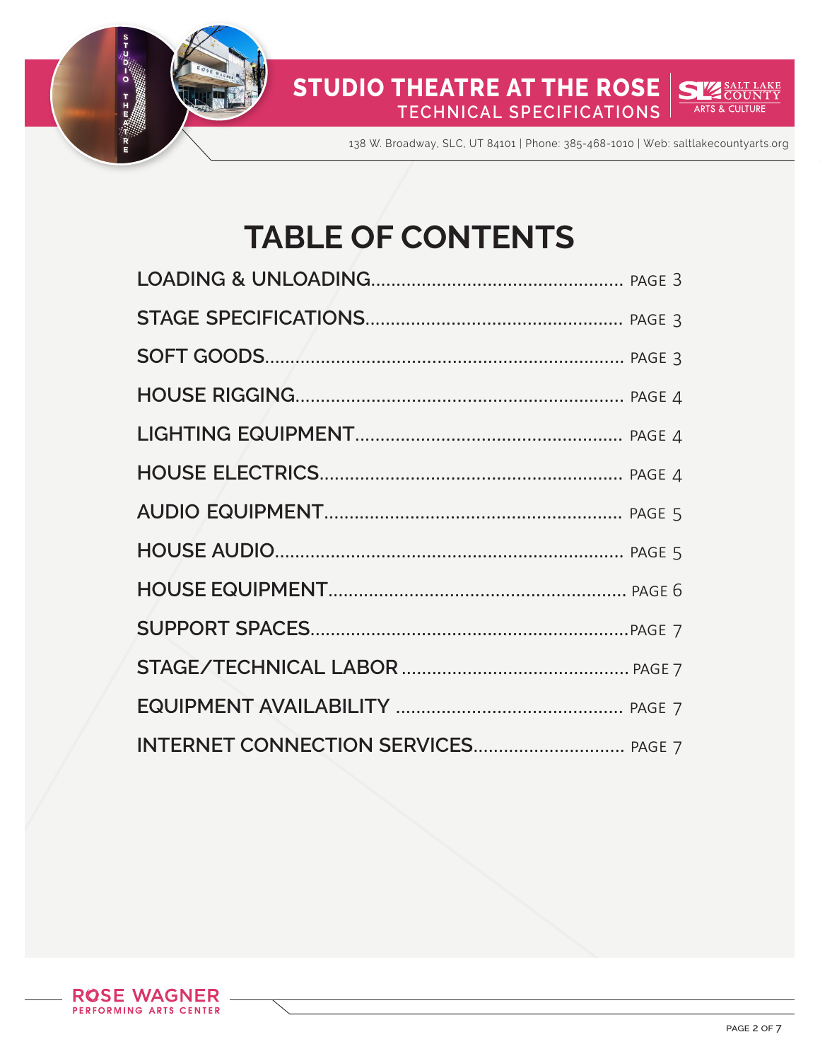# TABLE OF CONTENTS

LOADING & UNLOADING.................................................. PAGE 3

STAGE SPECIFICATIONS.................................................. PAGE 3

SOFT GOODS.......................................................................... PAGE 3

HOUSE RIGGING................................................................... PAGE 4

LIGHTING EQUIPMENT..................................................... PAGE 4

HOUSE ELECTRICS.............................................................. PAGE 4

AUDIO EQUIPMENT............................................................. PAGE 5

HOUSE AUDIO....................................................................... PAGE 5

HOUSE EQUIPMENT............................................................ PAGE 6

SUPPORT SPACES.................................................................PAGE 7

STAGE/TECHNICAL LABOR ............................................. PAGE 7

EQUIPMENT AVAILABILITY ............................................. PAGE 7

INTERNET CONNECTION SERVICES............................. PAGE 7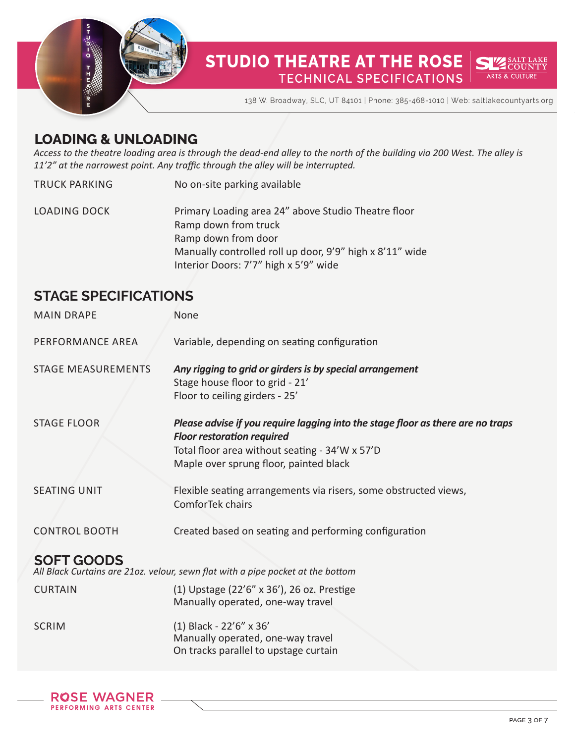# STUDIO THEATRE AT THE ROSE

## TECHNICAL SPECIFICATIONS

138 W. Broadway, SLC, UT 84101 | Phone: 385-468-1010 | Web: saltlakecountyarts.org

## LOADING & UNLOADING

*Access to the theatre loading area is through the dead-end alley to the north of the building via 200 West. The alley is 11'2" at the narrowest point. Any traffic through the alley will be interrupted.*

| | |
|---|---|
| TRUCK PARKING | No on-site parking available |
| LOADING DOCK | Primary Loading area 24" above Studio Theatre floor<br>Ramp down from truck<br>Ramp down from door<br>Manually controlled roll up door, 9'9" high x 8'11" wide<br>Interior Doors: 7'7" high x 5'9" wide |

## STAGE SPECIFICATIONS

| | |
|---|---|
| MAIN DRAPE | None |
| PERFORMANCE AREA | Variable, depending on seating configuration |
| STAGE MEASUREMENTS | ***Any rigging to grid or girders is by special arrangement***<br>Stage house floor to grid - 21'<br>Floor to ceiling girders - 25' |
| STAGE FLOOR | ***Please advise if you require lagging into the stage floor as there are no traps***<br>***Floor restoration required***<br>Total floor area without seating - 34'W x 57'D<br>Maple over sprung floor, painted black |
| SEATING UNIT | Flexible seating arrangements via risers, some obstructed views, ComforTek chairs |
| CONTROL BOOTH | Created based on seating and performing configuration |

## SOFT GOODS

*All Black Curtains are 21oz. velour, sewn flat with a pipe pocket at the bottom*

| | |
|---|---|
| CURTAIN | (1) Upstage (22'6" x 36'), 26 oz. Prestige<br>Manually operated, one-way travel |
| SCRIM | (1) Black - 22'6" x 36'<br>Manually operated, one-way travel<br>On tracks parallel to upstage curtain |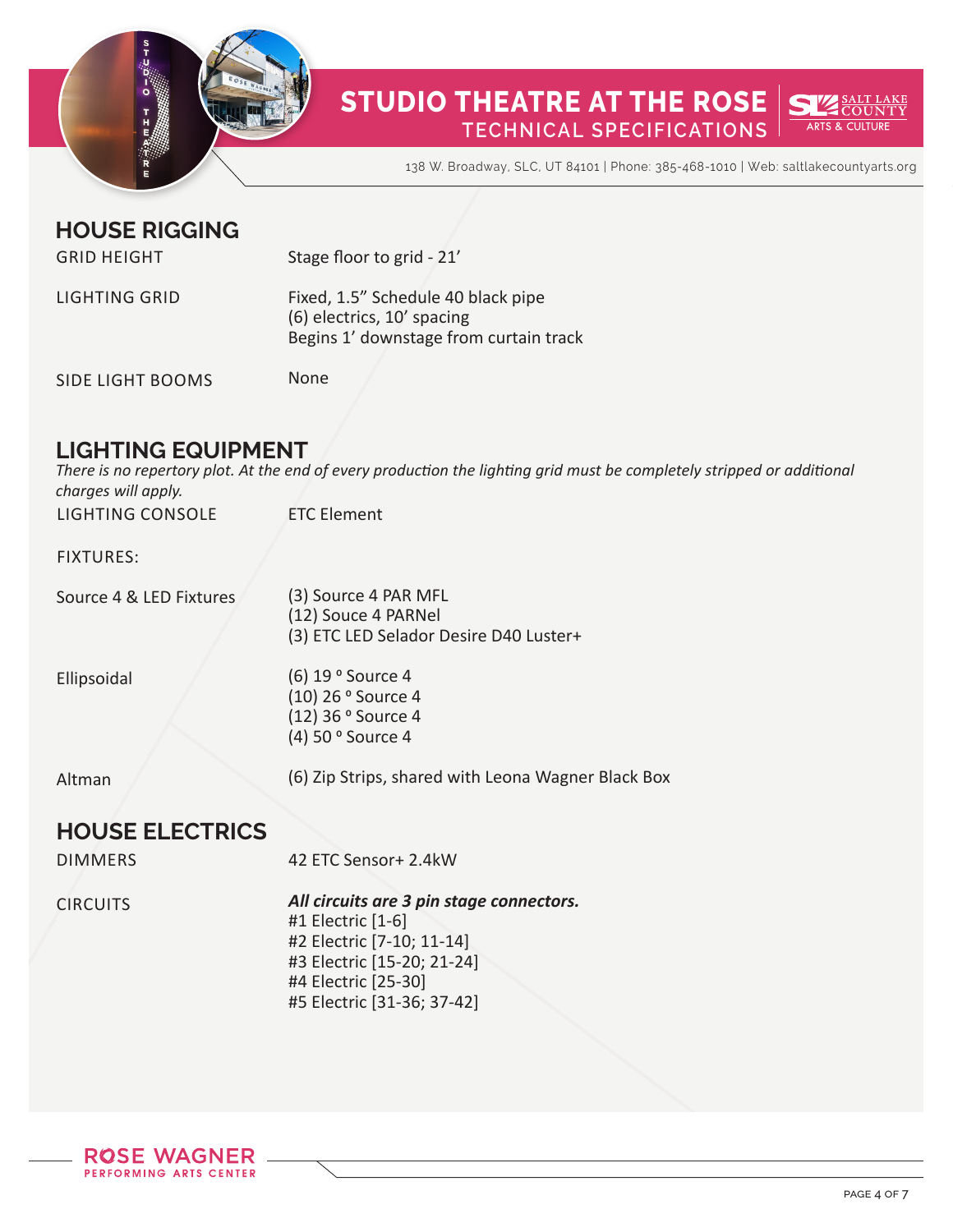## HOUSE RIGGING

| | |
|---|---|
| GRID HEIGHT | Stage floor to grid - 21' |
| LIGHTING GRID | Fixed, 1.5" Schedule 40 black pipe<br>(6) electrics, 10' spacing<br>Begins 1' downstage from curtain track |
| SIDE LIGHT BOOMS | None |

## LIGHTING EQUIPMENT

*There is no repertory plot. At the end of every production the lighting grid must be completely stripped or additional charges will apply.*

| | |
|---|---|
| LIGHTING CONSOLE | ETC Element |
| FIXTURES: | |
| Source 4 & LED Fixtures | (3) Source 4 PAR MFL<br>(12) Souce 4 PARNel<br>(3) ETC LED Selador Desire D40 Luster+ |
| Ellipsoidal | (6) 19 º Source 4<br>(10) 26 º Source 4<br>(12) 36 º Source 4<br>(4) 50 º Source 4 |
| Altman | (6) Zip Strips, shared with Leona Wagner Black Box |

## HOUSE ELECTRICS

| | |
|---|---|
| DIMMERS | 42 ETC Sensor+ 2.4kW |
| CIRCUITS | ***All circuits are 3 pin stage connectors.***<br>#1 Electric [1-6]<br>#2 Electric [7-10; 11-14]<br>#3 Electric [15-20; 21-24]<br>#4 Electric [25-30]<br>#5 Electric [31-36; 37-42] |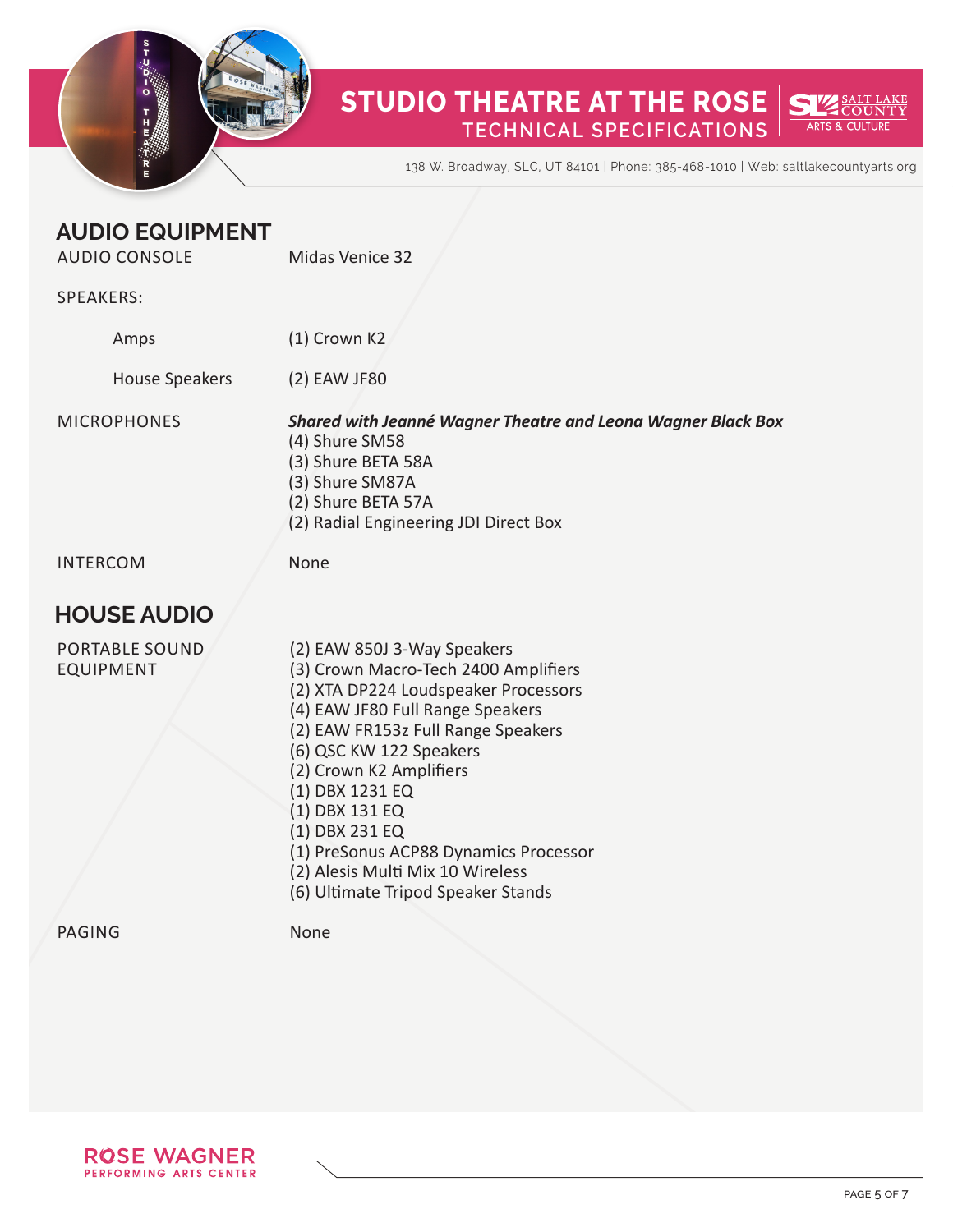# STUDIO THEATRE AT THE ROSE

## TECHNICAL SPECIFICATIONS

138 W. Broadway, SLC, UT 84101 | Phone: 385-468-1010 | Web: saltlakecountyarts.org

## AUDIO EQUIPMENT

| | |
|---|---|
| AUDIO CONSOLE | Midas Venice 32 |
| SPEAKERS: | |
| Amps | (1) Crown K2 |
| House Speakers | (2) EAW JF80 |
| MICROPHONES | ***Shared with Jeanné Wagner Theatre and Leona Wagner Black Box***<br>(4) Shure SM58<br>(3) Shure BETA 58A<br>(3) Shure SM87A<br>(2) Shure BETA 57A<br>(2) Radial Engineering JDI Direct Box |
| INTERCOM | None |

## HOUSE AUDIO

| | |
|---|---|
| PORTABLE SOUND EQUIPMENT | (2) EAW 850J 3-Way Speakers<br>(3) Crown Macro-Tech 2400 Amplifiers<br>(2) XTA DP224 Loudspeaker Processors<br>(4) EAW JF80 Full Range Speakers<br>(2) EAW FR153z Full Range Speakers<br>(6) QSC KW 122 Speakers<br>(2) Crown K2 Amplifiers<br>(1) DBX 1231 EQ<br>(1) DBX 131 EQ<br>(1) DBX 231 EQ<br>(1) PreSonus ACP88 Dynamics Processor<br>(2) Alesis Multi Mix 10 Wireless<br>(6) Ultimate Tripod Speaker Stands |
| PAGING | None |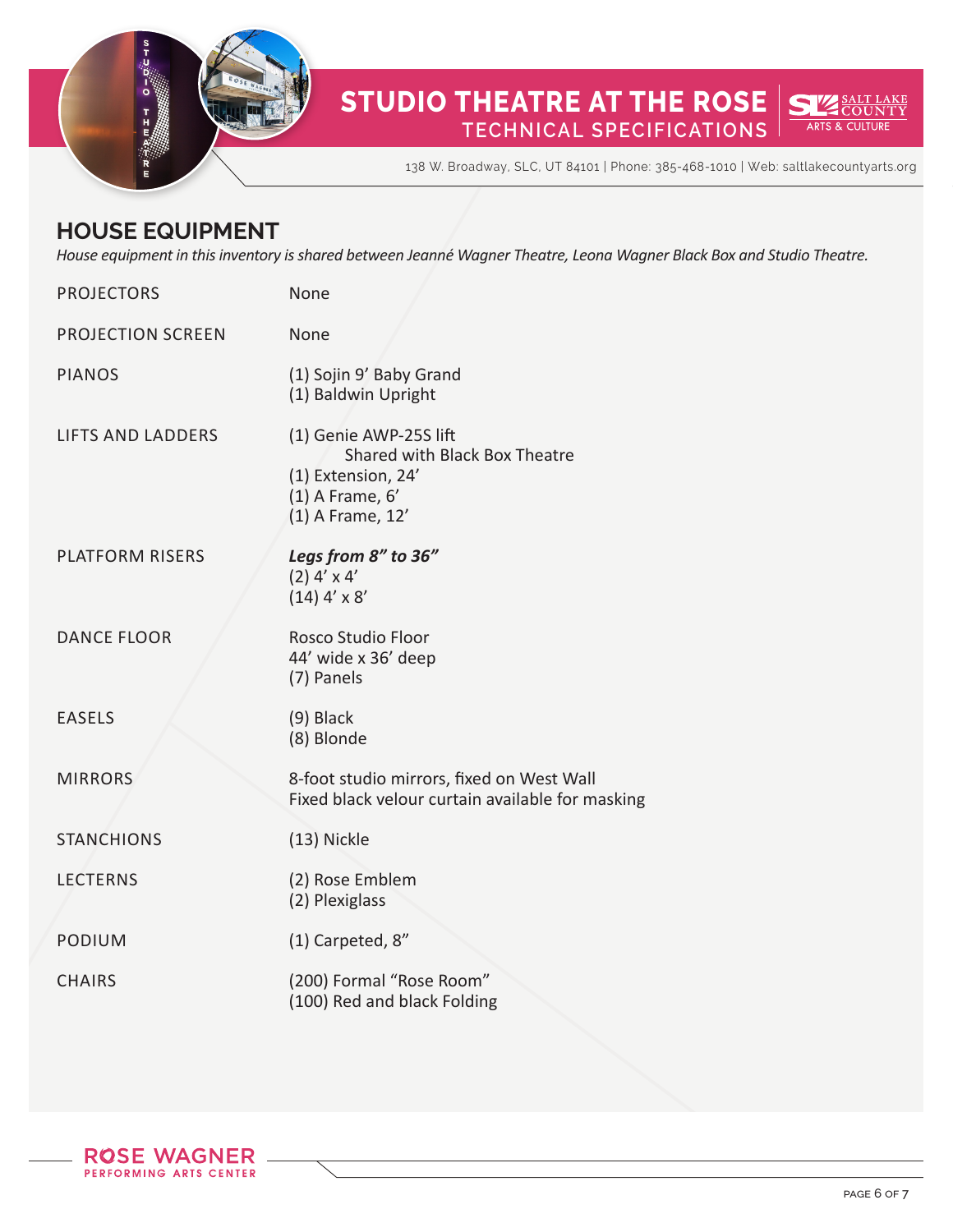## HOUSE EQUIPMENT

*House equipment in this inventory is shared between Jeanné Wagner Theatre, Leona Wagner Black Box and Studio Theatre.*

| | |
|---|---|
| PROJECTORS | None |
| PROJECTION SCREEN | None |
| PIANOS | (1) Sojin 9’ Baby Grand<br>(1) Baldwin Upright |
| LIFTS AND LADDERS | (1) Genie AWP-25S lift<br>Shared with Black Box Theatre<br>(1) Extension, 24’<br>(1) A Frame, 6’<br>(1) A Frame, 12’ |
| PLATFORM RISERS | ***Legs from 8” to 36”***<br>(2) 4’ x 4’<br>(14) 4’ x 8’ |
| DANCE FLOOR | Rosco Studio Floor<br>44’ wide x 36’ deep<br>(7) Panels |
| EASELS | (9) Black<br>(8) Blonde |
| MIRRORS | 8-foot studio mirrors, fixed on West Wall<br>Fixed black velour curtain available for masking |
| STANCHIONS | (13) Nickle |
| LECTERNS | (2) Rose Emblem<br>(2) Plexiglass |
| PODIUM | (1) Carpeted, 8” |
| CHAIRS | (200) Formal “Rose Room”<br>(100) Red and black Folding |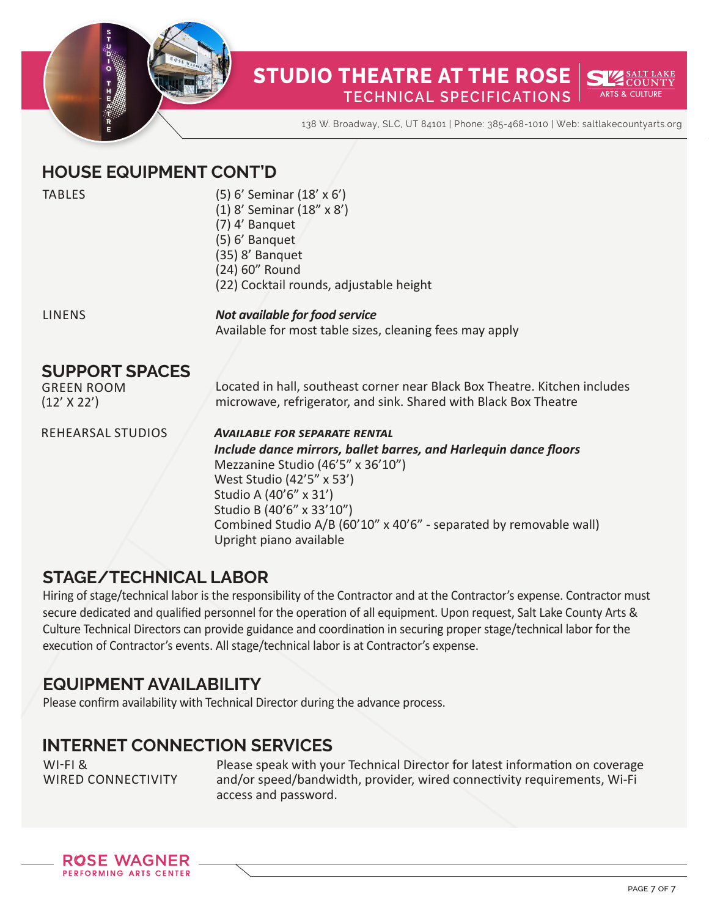## HOUSE EQUIPMENT CONT'D

| | |
|---|---|
| TABLES | (5) 6' Seminar (18' x 6')<br>(1) 8' Seminar (18" x 8')<br>(7) 4' Banquet<br>(5) 6' Banquet<br>(35) 8' Banquet<br>(24) 60" Round<br>(22) Cocktail rounds, adjustable height |
| LINENS | ***Not available for food service***<br>Available for most table sizes, cleaning fees may apply |

## SUPPORT SPACES

| | |
|---|---|
| GREEN ROOM (12' X 22') | Located in hall, southeast corner near Black Box Theatre. Kitchen includes microwave, refrigerator, and sink. Shared with Black Box Theatre |
| REHEARSAL STUDIOS | ***AVAILABLE FOR SEPARATE RENTAL***<br>***Include dance mirrors, ballet barres, and Harlequin dance floors***<br>Mezzanine Studio (46'5" x 36'10")<br>West Studio (42'5" x 53')<br>Studio A (40'6" x 31')<br>Studio B (40'6" x 33'10")<br>Combined Studio A/B (60'10" x 40'6" - separated by removable wall)<br>Upright piano available |

## STAGE/TECHNICAL LABOR

Hiring of stage/technical labor is the responsibility of the Contractor and at the Contractor's expense. Contractor must secure dedicated and qualified personnel for the operation of all equipment. Upon request, Salt Lake County Arts & Culture Technical Directors can provide guidance and coordination in securing proper stage/technical labor for the execution of Contractor's events. All stage/technical labor is at Contractor's expense.

## EQUIPMENT AVAILABILITY

Please confirm availability with Technical Director during the advance process.

## INTERNET CONNECTION SERVICES

| | |
|---|---|
| WI-FI & WIRED CONNECTIVITY | Please speak with your Technical Director for latest information on coverage and/or speed/bandwidth, provider, wired connectivity requirements, Wi-Fi access and password. |